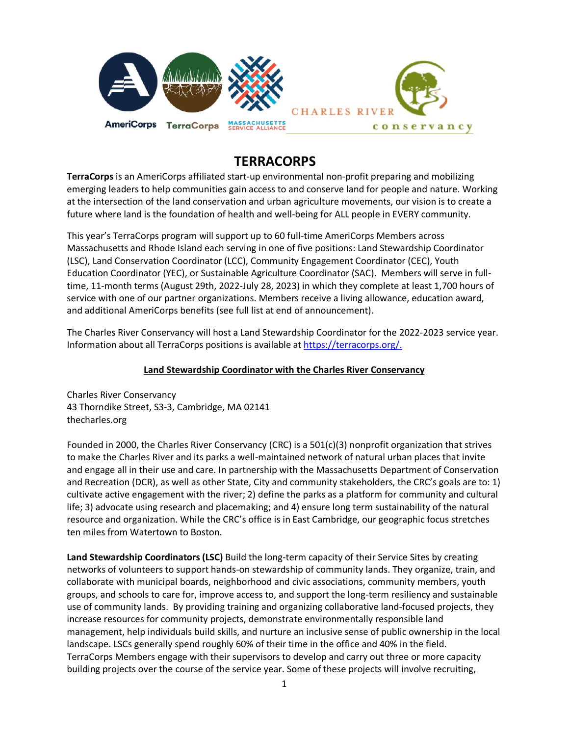# TERRACORPS

**TerraCorps** is an AmeriCorps affiliated start-up environmental non-profit preparing and mobilizing emerging leaders to help communities gain access to and conserve land for people and nature. Working at the intersection of the land conservation and urban agriculture movements, our vision is to create a future where land is the foundation of health and well-being for ALL people in EVERY community.

This year's TerraCorps program will support up to 60 full-time AmeriCorps Members across Massachusetts and Rhode Island each serving in one of five positions: Land Stewardship Coordinator (LSC), Land Conservation Coordinator (LCC), Community Engagement Coordinator (CEC), Youth Education Coordinator (YEC), or Sustainable Agriculture Coordinator (SAC). Members will serve in full-time, 11-month terms (August 29th, 2022-July 28, 2023) in which they complete at least 1,700 hours of service with one of our partner organizations. Members receive a living allowance, education award, and additional AmeriCorps benefits (see full list at end of announcement).

The Charles River Conservancy will host a Land Stewardship Coordinator for the 2022-2023 service year. Information about all TerraCorps positions is available at [https://terracorps.org/.](https://terracorps.org/)

## Land Stewardship Coordinator with the Charles River Conservancy

Charles River Conservancy
43 Thorndike Street, S3-3, Cambridge, MA 02141
thecharles.org

Founded in 2000, the Charles River Conservancy (CRC) is a 501(c)(3) nonprofit organization that strives to make the Charles River and its parks a well-maintained network of natural urban places that invite and engage all in their use and care. In partnership with the Massachusetts Department of Conservation and Recreation (DCR), as well as other State, City and community stakeholders, the CRC's goals are to: 1) cultivate active engagement with the river; 2) define the parks as a platform for community and cultural life; 3) advocate using research and placemaking; and 4) ensure long term sustainability of the natural resource and organization. While the CRC's office is in East Cambridge, our geographic focus stretches ten miles from Watertown to Boston.

**Land Stewardship Coordinators (LSC)** Build the long-term capacity of their Service Sites by creating networks of volunteers to support hands-on stewardship of community lands. They organize, train, and collaborate with municipal boards, neighborhood and civic associations, community members, youth groups, and schools to care for, improve access to, and support the long-term resiliency and sustainable use of community lands. By providing training and organizing collaborative land-focused projects, they increase resources for community projects, demonstrate environmentally responsible land management, help individuals build skills, and nurture an inclusive sense of public ownership in the local landscape. LSCs generally spend roughly 60% of their time in the office and 40% in the field. TerraCorps Members engage with their supervisors to develop and carry out three or more capacity building projects over the course of the service year. Some of these projects will involve recruiting,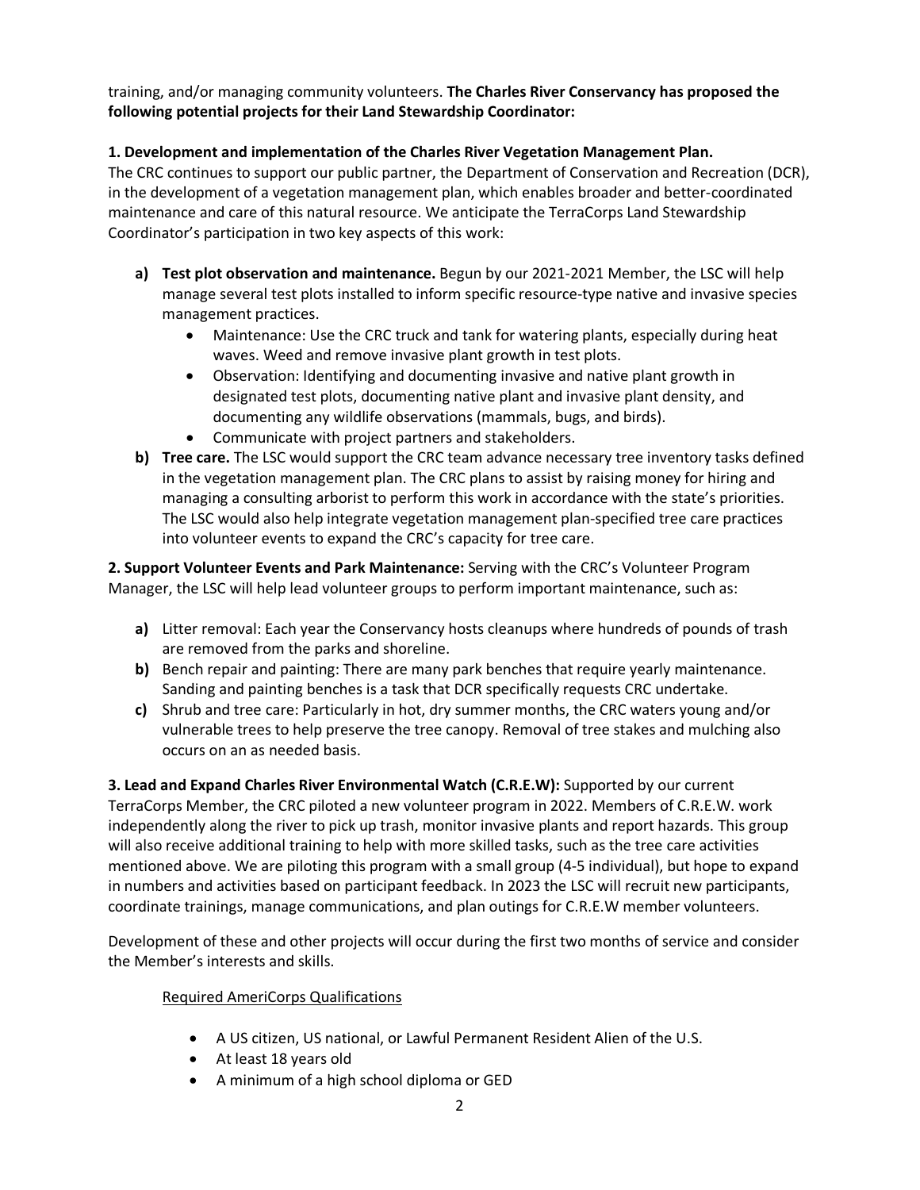training, and/or managing community volunteers. **The Charles River Conservancy has proposed the following potential projects for their Land Stewardship Coordinator:**

**1. Development and implementation of the Charles River Vegetation Management Plan.**
The CRC continues to support our public partner, the Department of Conservation and Recreation (DCR), in the development of a vegetation management plan, which enables broader and better-coordinated maintenance and care of this natural resource. We anticipate the TerraCorps Land Stewardship Coordinator's participation in two key aspects of this work:

- **a) Test plot observation and maintenance.** Begun by our 2021-2021 Member, the LSC will help manage several test plots installed to inform specific resource-type native and invasive species management practices.
  - Maintenance: Use the CRC truck and tank for watering plants, especially during heat waves. Weed and remove invasive plant growth in test plots.
  - Observation: Identifying and documenting invasive and native plant growth in designated test plots, documenting native plant and invasive plant density, and documenting any wildlife observations (mammals, bugs, and birds).
  - Communicate with project partners and stakeholders.
- **b) Tree care.** The LSC would support the CRC team advance necessary tree inventory tasks defined in the vegetation management plan. The CRC plans to assist by raising money for hiring and managing a consulting arborist to perform this work in accordance with the state's priorities. The LSC would also help integrate vegetation management plan-specified tree care practices into volunteer events to expand the CRC's capacity for tree care.

**2. Support Volunteer Events and Park Maintenance:** Serving with the CRC's Volunteer Program Manager, the LSC will help lead volunteer groups to perform important maintenance, such as:

- **a)** Litter removal: Each year the Conservancy hosts cleanups where hundreds of pounds of trash are removed from the parks and shoreline.
- **b)** Bench repair and painting: There are many park benches that require yearly maintenance. Sanding and painting benches is a task that DCR specifically requests CRC undertake.
- **c)** Shrub and tree care: Particularly in hot, dry summer months, the CRC waters young and/or vulnerable trees to help preserve the tree canopy. Removal of tree stakes and mulching also occurs on an as needed basis.

**3. Lead and Expand Charles River Environmental Watch (C.R.E.W):** Supported by our current TerraCorps Member, the CRC piloted a new volunteer program in 2022. Members of C.R.E.W. work independently along the river to pick up trash, monitor invasive plants and report hazards. This group will also receive additional training to help with more skilled tasks, such as the tree care activities mentioned above. We are piloting this program with a small group (4-5 individual), but hope to expand in numbers and activities based on participant feedback. In 2023 the LSC will recruit new participants, coordinate trainings, manage communications, and plan outings for C.R.E.W member volunteers.

Development of these and other projects will occur during the first two months of service and consider the Member's interests and skills.

Required AmeriCorps Qualifications

- A US citizen, US national, or Lawful Permanent Resident Alien of the U.S.
- At least 18 years old
- A minimum of a high school diploma or GED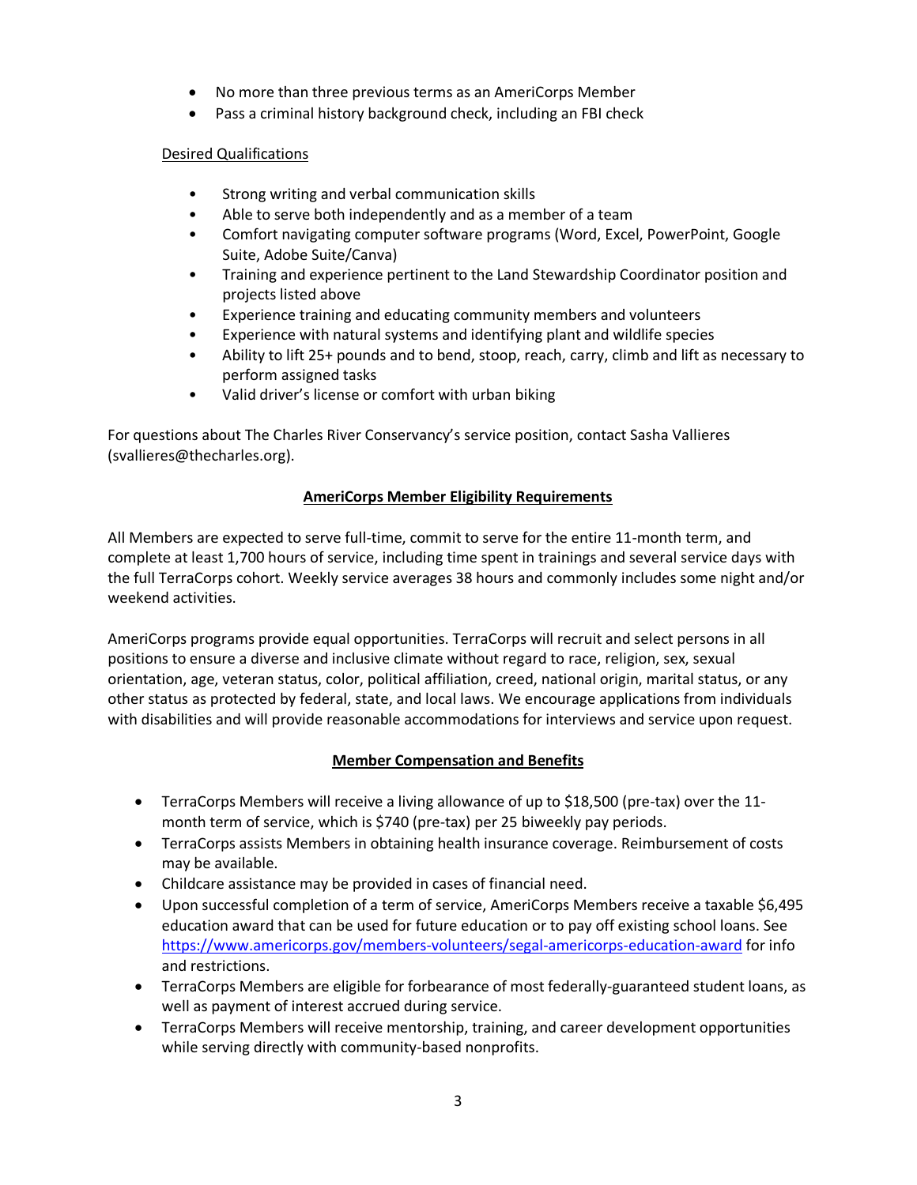- No more than three previous terms as an AmeriCorps Member
- Pass a criminal history background check, including an FBI check

Desired Qualifications

- Strong writing and verbal communication skills
- Able to serve both independently and as a member of a team
- Comfort navigating computer software programs (Word, Excel, PowerPoint, Google Suite, Adobe Suite/Canva)
- Training and experience pertinent to the Land Stewardship Coordinator position and projects listed above
- Experience training and educating community members and volunteers
- Experience with natural systems and identifying plant and wildlife species
- Ability to lift 25+ pounds and to bend, stoop, reach, carry, climb and lift as necessary to perform assigned tasks
- Valid driver's license or comfort with urban biking

For questions about The Charles River Conservancy's service position, contact Sasha Vallieres (svallieres@thecharles.org).

## AmeriCorps Member Eligibility Requirements

All Members are expected to serve full-time, commit to serve for the entire 11-month term, and complete at least 1,700 hours of service, including time spent in trainings and several service days with the full TerraCorps cohort. Weekly service averages 38 hours and commonly includes some night and/or weekend activities.

AmeriCorps programs provide equal opportunities. TerraCorps will recruit and select persons in all positions to ensure a diverse and inclusive climate without regard to race, religion, sex, sexual orientation, age, veteran status, color, political affiliation, creed, national origin, marital status, or any other status as protected by federal, state, and local laws. We encourage applications from individuals with disabilities and will provide reasonable accommodations for interviews and service upon request.

## Member Compensation and Benefits

- TerraCorps Members will receive a living allowance of up to $18,500 (pre-tax) over the 11-month term of service, which is $740 (pre-tax) per 25 biweekly pay periods.
- TerraCorps assists Members in obtaining health insurance coverage. Reimbursement of costs may be available.
- Childcare assistance may be provided in cases of financial need.
- Upon successful completion of a term of service, AmeriCorps Members receive a taxable $6,495 education award that can be used for future education or to pay off existing school loans. See https://www.americorps.gov/members-volunteers/segal-americorps-education-award for info and restrictions.
- TerraCorps Members are eligible for forbearance of most federally-guaranteed student loans, as well as payment of interest accrued during service.
- TerraCorps Members will receive mentorship, training, and career development opportunities while serving directly with community-based nonprofits.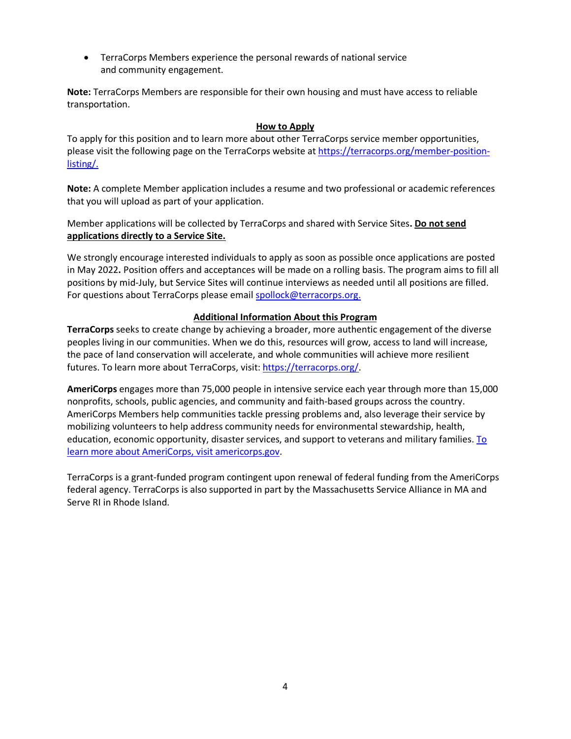- TerraCorps Members experience the personal rewards of national service and community engagement.

**Note:** TerraCorps Members are responsible for their own housing and must have access to reliable transportation.

## How to Apply

To apply for this position and to learn more about other TerraCorps service member opportunities, please visit the following page on the TerraCorps website at [https://terracorps.org/member-position-listing/.](https://terracorps.org/member-position-listing/)

**Note:** A complete Member application includes a resume and two professional or academic references that you will upload as part of your application.

Member applications will be collected by TerraCorps and shared with Service Sites**. Do not send applications directly to a Service Site.**

We strongly encourage interested individuals to apply as soon as possible once applications are posted in May 2022**.** Position offers and acceptances will be made on a rolling basis. The program aims to fill all positions by mid-July, but Service Sites will continue interviews as needed until all positions are filled. For questions about TerraCorps please email [spollock@terracorps.org.](mailto:spollock@terracorps.org)

## Additional Information About this Program

**TerraCorps** seeks to create change by achieving a broader, more authentic engagement of the diverse peoples living in our communities. When we do this, resources will grow, access to land will increase, the pace of land conservation will accelerate, and whole communities will achieve more resilient futures. To learn more about TerraCorps, visit: [https://terracorps.org/](https://terracorps.org/).

**AmeriCorps** engages more than 75,000 people in intensive service each year through more than 15,000 nonprofits, schools, public agencies, and community and faith-based groups across the country. AmeriCorps Members help communities tackle pressing problems and, also leverage their service by mobilizing volunteers to help address community needs for environmental stewardship, health, education, economic opportunity, disaster services, and support to veterans and military families. [To learn more about AmeriCorps, visit americorps.gov](https://americorps.gov).

TerraCorps is a grant-funded program contingent upon renewal of federal funding from the AmeriCorps federal agency. TerraCorps is also supported in part by the Massachusetts Service Alliance in MA and Serve RI in Rhode Island.